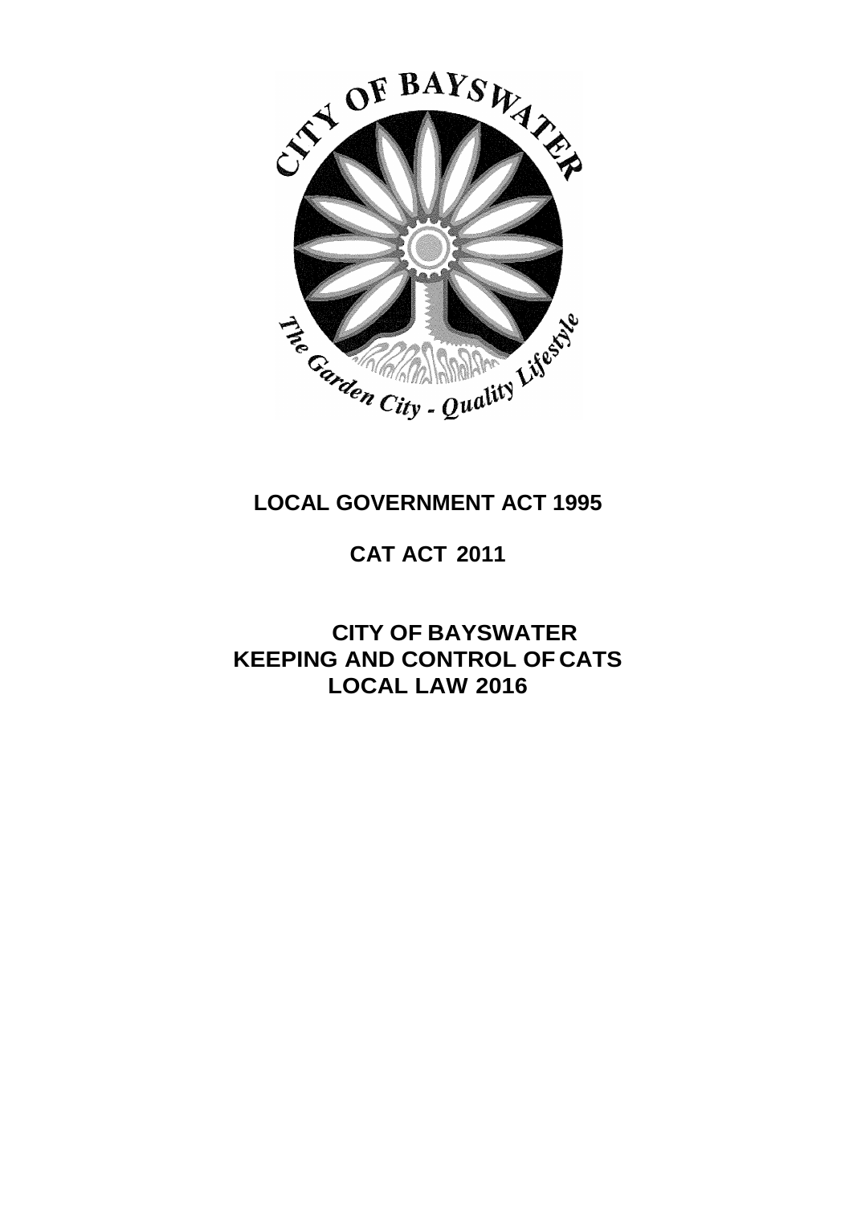# LOCAL GOVERNMENT ACT 1995

# CAT ACT 2011

# CITY OF BAYSWATER KEEPING AND CONTROL OF CATS LOCAL LAW 2016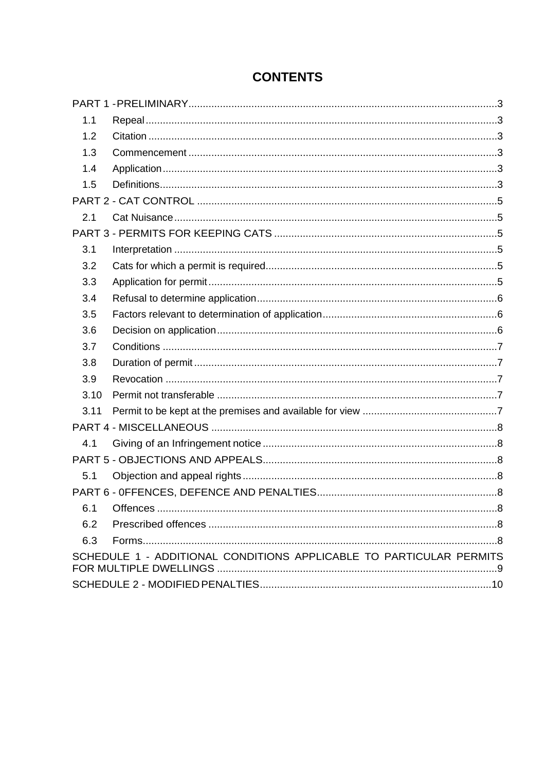# CONTENTS

PART 1 - PRELIMINARY....................3

1.1 Repeal....................3

1.2 Citation....................3

1.3 Commencement....................3

1.4 Application....................3

1.5 Definitions....................3

PART 2 - CAT CONTROL....................5

2.1 Cat Nuisance....................5

PART 3 - PERMITS FOR KEEPING CATS....................5

3.1 Interpretation....................5

3.2 Cats for which a permit is required....................5

3.3 Application for permit....................5

3.4 Refusal to determine application....................6

3.5 Factors relevant to determination of application....................6

3.6 Decision on application....................6

3.7 Conditions....................7

3.8 Duration of permit....................7

3.9 Revocation....................7

3.10 Permit not transferable....................7

3.11 Permit to be kept at the premises and available for view....................7

PART 4 - MISCELLANEOUS....................8

4.1 Giving of an Infringement notice....................8

PART 5 - OBJECTIONS AND APPEALS....................8

5.1 Objection and appeal rights....................8

PART 6 - 0FFENCES, DEFENCE AND PENALTIES....................8

6.1 Offences....................8

6.2 Prescribed offences....................8

6.3 Forms....................8

SCHEDULE 1 - ADDITIONAL CONDITIONS APPLICABLE TO PARTICULAR PERMITS FOR MULTIPLE DWELLINGS....................9

SCHEDULE 2 - MODIFIED PENALTIES....................10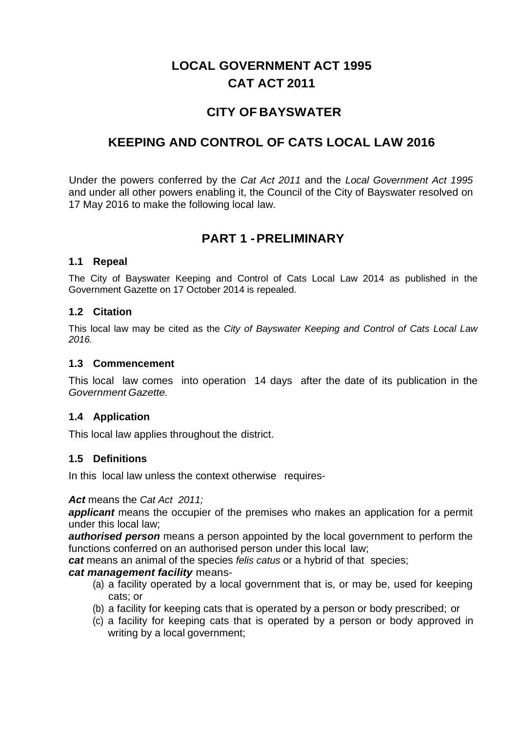# LOCAL GOVERNMENT ACT 1995
# CAT ACT 2011

## CITY OF BAYSWATER

## KEEPING AND CONTROL OF CATS LOCAL LAW 2016

Under the powers conferred by the *Cat Act 2011* and the *Local Government Act 1995* and under all other powers enabling it, the Council of the City of Bayswater resolved on 17 May 2016 to make the following local law.

## PART 1 - PRELIMINARY

### 1.1 Repeal

The City of Bayswater Keeping and Control of Cats Local Law 2014 as published in the Government Gazette on 17 October 2014 is repealed.

### 1.2 Citation

This local law may be cited as the *City of Bayswater Keeping and Control of Cats Local Law 2016.*

### 1.3 Commencement

This local law comes into operation 14 days after the date of its publication in the *Government Gazette.*

### 1.4 Application

This local law applies throughout the district.

### 1.5 Definitions

In this local law unless the context otherwise requires-

***Act*** means the *Cat Act 2011;*
***applicant*** means the occupier of the premises who makes an application for a permit under this local law;
***authorised person*** means a person appointed by the local government to perform the functions conferred on an authorised person under this local law;
***cat*** means an animal of the species *felis catus* or a hybrid of that species;
***cat management facility*** means-

(a) a facility operated by a local government that is, or may be, used for keeping cats; or
(b) a facility for keeping cats that is operated by a person or body prescribed; or
(c) a facility for keeping cats that is operated by a person or body approved in writing by a local government;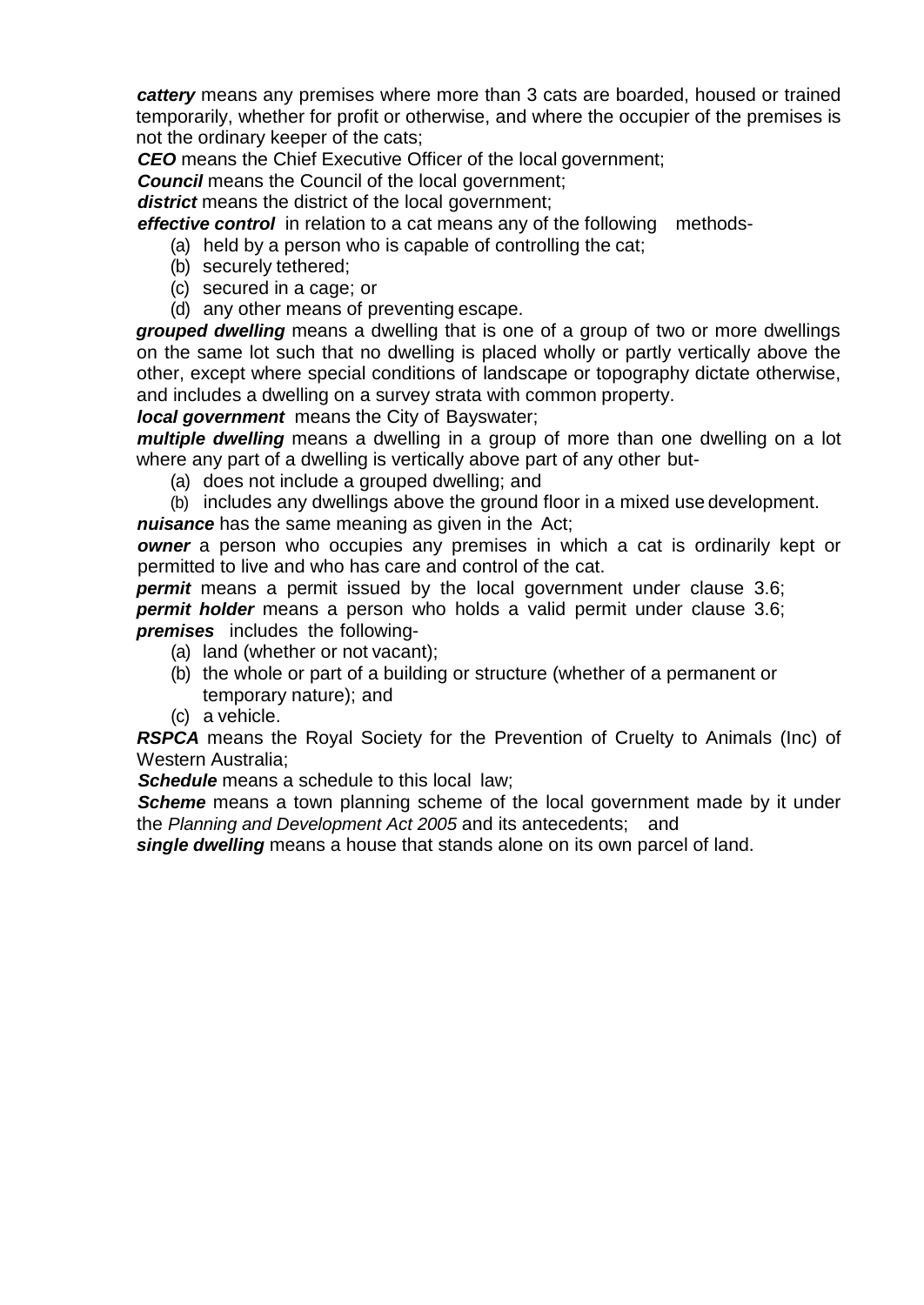***cattery*** means any premises where more than 3 cats are boarded, housed or trained temporarily, whether for profit or otherwise, and where the occupier of the premises is not the ordinary keeper of the cats;

***CEO*** means the Chief Executive Officer of the local government;

***Council*** means the Council of the local government;

***district*** means the district of the local government;

***effective control*** in relation to a cat means any of the following methods-

(a) held by a person who is capable of controlling the cat;
(b) securely tethered;
(c) secured in a cage; or
(d) any other means of preventing escape.

***grouped dwelling*** means a dwelling that is one of a group of two or more dwellings on the same lot such that no dwelling is placed wholly or partly vertically above the other, except where special conditions of landscape or topography dictate otherwise, and includes a dwelling on a survey strata with common property.

***local government*** means the City of Bayswater;

***multiple dwelling*** means a dwelling in a group of more than one dwelling on a lot where any part of a dwelling is vertically above part of any other but-

(a) does not include a grouped dwelling; and
(b) includes any dwellings above the ground floor in a mixed use development.

***nuisance*** has the same meaning as given in the Act;

***owner*** a person who occupies any premises in which a cat is ordinarily kept or permitted to live and who has care and control of the cat.

***permit*** means a permit issued by the local government under clause 3.6;

***permit holder*** means a person who holds a valid permit under clause 3.6;

***premises*** includes the following-

(a) land (whether or not vacant);
(b) the whole or part of a building or structure (whether of a permanent or temporary nature); and
(c) a vehicle.

***RSPCA*** means the Royal Society for the Prevention of Cruelty to Animals (Inc) of Western Australia;

***Schedule*** means a schedule to this local law;

***Scheme*** means a town planning scheme of the local government made by it under the *Planning and Development Act 2005* and its antecedents; and

***single dwelling*** means a house that stands alone on its own parcel of land.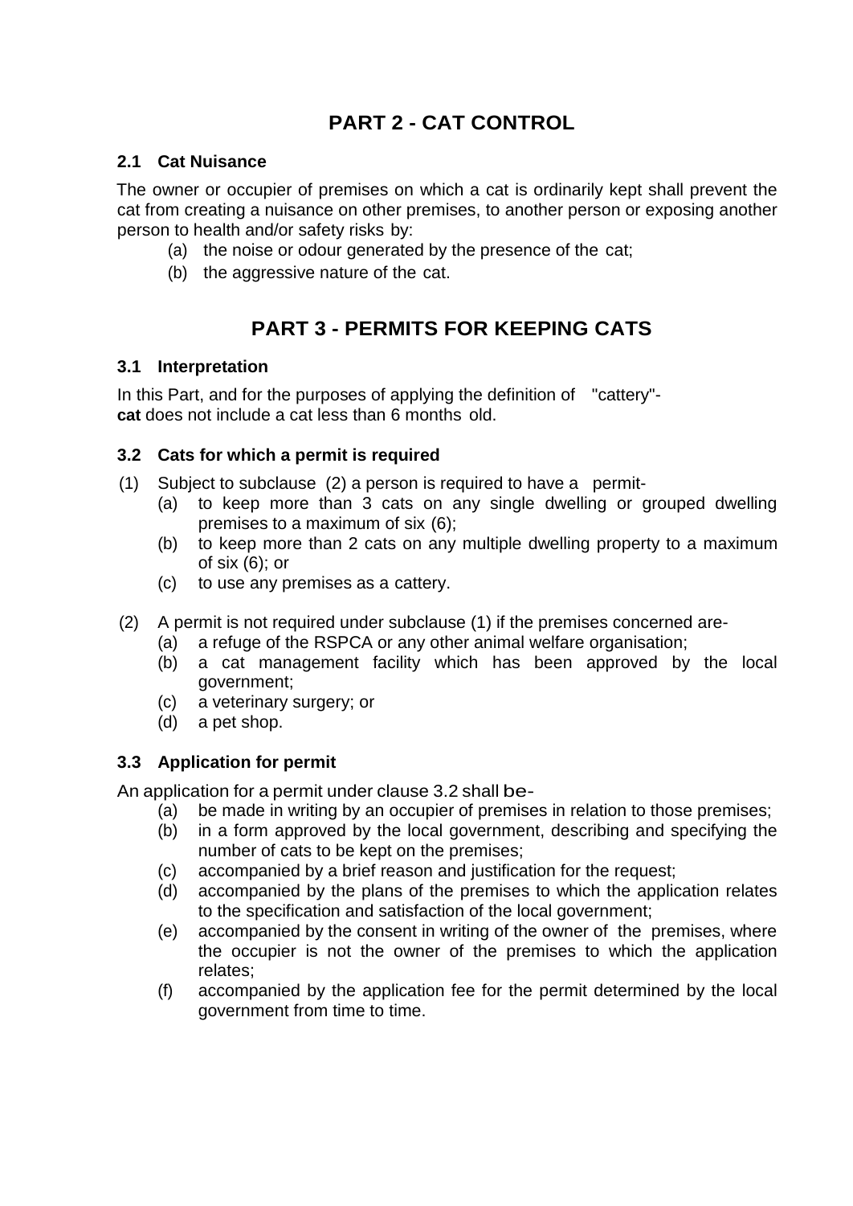## PART 2 - CAT CONTROL

### 2.1 Cat Nuisance

The owner or occupier of premises on which a cat is ordinarily kept shall prevent the cat from creating a nuisance on other premises, to another person or exposing another person to health and/or safety risks by:

(a) the noise or odour generated by the presence of the cat;

(b) the aggressive nature of the cat.

## PART 3 - PERMITS FOR KEEPING CATS

### 3.1 Interpretation

In this Part, and for the purposes of applying the definition of "cattery"-
**cat** does not include a cat less than 6 months old.

### 3.2 Cats for which a permit is required

(1) Subject to subclause (2) a person is required to have a permit-

(a) to keep more than 3 cats on any single dwelling or grouped dwelling premises to a maximum of six (6);

(b) to keep more than 2 cats on any multiple dwelling property to a maximum of six (6); or

(c) to use any premises as a cattery.

(2) A permit is not required under subclause (1) if the premises concerned are-

(a) a refuge of the RSPCA or any other animal welfare organisation;

(b) a cat management facility which has been approved by the local government;

(c) a veterinary surgery; or

(d) a pet shop.

### 3.3 Application for permit

An application for a permit under clause 3.2 shall be-

(a) be made in writing by an occupier of premises in relation to those premises;

(b) in a form approved by the local government, describing and specifying the number of cats to be kept on the premises;

(c) accompanied by a brief reason and justification for the request;

(d) accompanied by the plans of the premises to which the application relates to the specification and satisfaction of the local government;

(e) accompanied by the consent in writing of the owner of the premises, where the occupier is not the owner of the premises to which the application relates;

(f) accompanied by the application fee for the permit determined by the local government from time to time.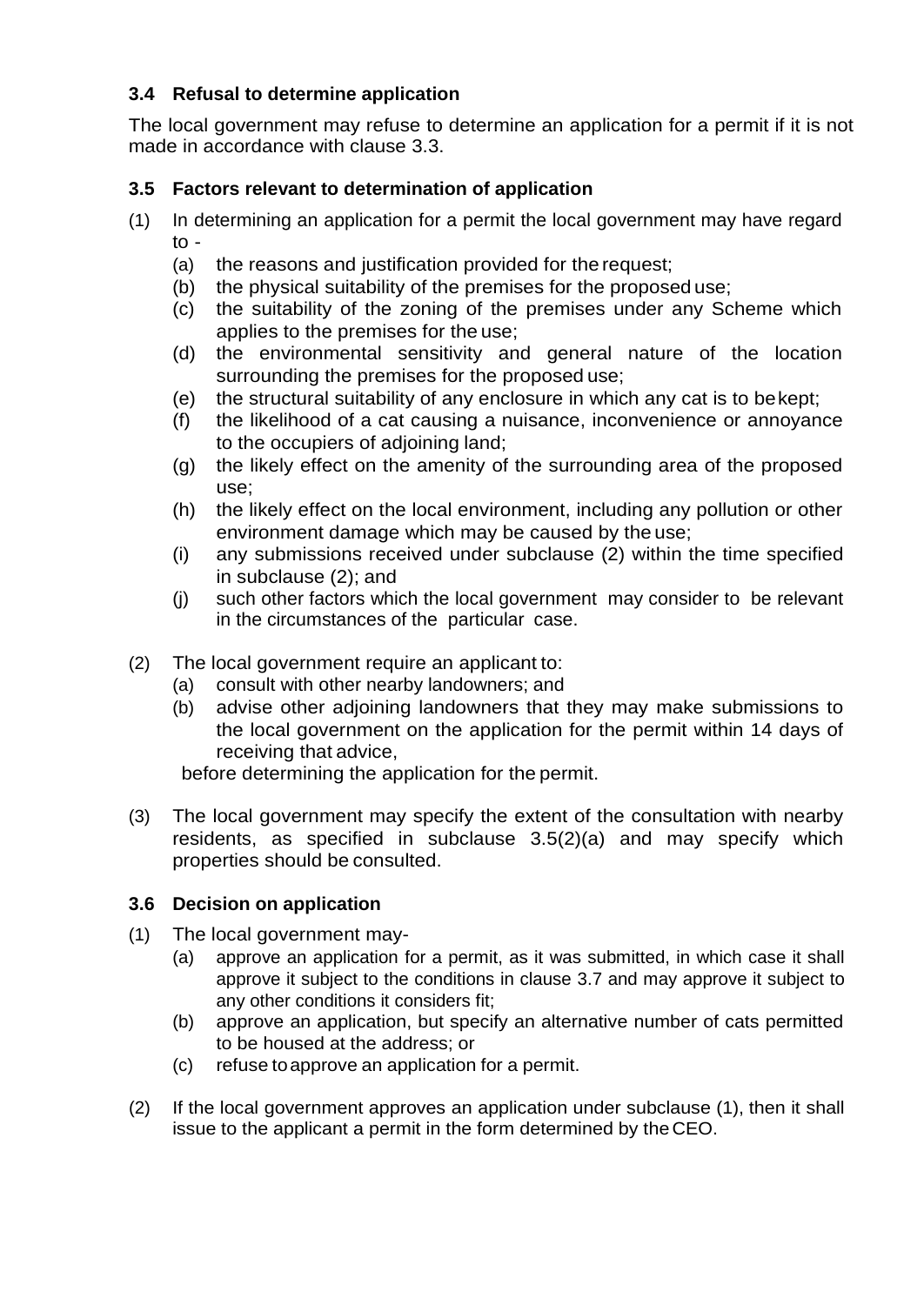### 3.4 Refusal to determine application

The local government may refuse to determine an application for a permit if it is not made in accordance with clause 3.3.

### 3.5 Factors relevant to determination of application

(1) In determining an application for a permit the local government may have regard to -
  - (a) the reasons and justification provided for the request;
  - (b) the physical suitability of the premises for the proposed use;
  - (c) the suitability of the zoning of the premises under any Scheme which applies to the premises for the use;
  - (d) the environmental sensitivity and general nature of the location surrounding the premises for the proposed use;
  - (e) the structural suitability of any enclosure in which any cat is to be kept;
  - (f) the likelihood of a cat causing a nuisance, inconvenience or annoyance to the occupiers of adjoining land;
  - (g) the likely effect on the amenity of the surrounding area of the proposed use;
  - (h) the likely effect on the local environment, including any pollution or other environment damage which may be caused by the use;
  - (i) any submissions received under subclause (2) within the time specified in subclause (2); and
  - (j) such other factors which the local government may consider to be relevant in the circumstances of the particular case.

(2) The local government require an applicant to:
  - (a) consult with other nearby landowners; and
  - (b) advise other adjoining landowners that they may make submissions to the local government on the application for the permit within 14 days of receiving that advice,

  before determining the application for the permit.

(3) The local government may specify the extent of the consultation with nearby residents, as specified in subclause 3.5(2)(a) and may specify which properties should be consulted.

### 3.6 Decision on application

(1) The local government may-
  - (a) approve an application for a permit, as it was submitted, in which case it shall approve it subject to the conditions in clause 3.7 and may approve it subject to any other conditions it considers fit;
  - (b) approve an application, but specify an alternative number of cats permitted to be housed at the address; or
  - (c) refuse to approve an application for a permit.

(2) If the local government approves an application under subclause (1), then it shall issue to the applicant a permit in the form determined by the CEO.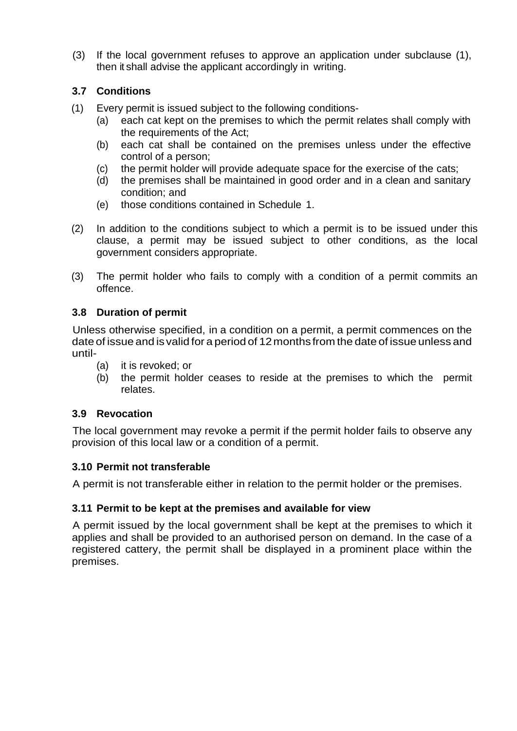(3) If the local government refuses to approve an application under subclause (1), then it shall advise the applicant accordingly in writing.

### 3.7 Conditions

(1) Every permit is issued subject to the following conditions-
  - (a) each cat kept on the premises to which the permit relates shall comply with the requirements of the Act;
  - (b) each cat shall be contained on the premises unless under the effective control of a person;
  - (c) the permit holder will provide adequate space for the exercise of the cats;
  - (d) the premises shall be maintained in good order and in a clean and sanitary condition; and
  - (e) those conditions contained in Schedule 1.

(2) In addition to the conditions subject to which a permit is to be issued under this clause, a permit may be issued subject to other conditions, as the local government considers appropriate.

(3) The permit holder who fails to comply with a condition of a permit commits an offence.

### 3.8 Duration of permit

Unless otherwise specified, in a condition on a permit, a permit commences on the date of issue and is valid for a period of 12 months from the date of issue unless and until-
  - (a) it is revoked; or
  - (b) the permit holder ceases to reside at the premises to which the permit relates.

### 3.9 Revocation

The local government may revoke a permit if the permit holder fails to observe any provision of this local law or a condition of a permit.

### 3.10 Permit not transferable

A permit is not transferable either in relation to the permit holder or the premises.

### 3.11 Permit to be kept at the premises and available for view

A permit issued by the local government shall be kept at the premises to which it applies and shall be provided to an authorised person on demand. In the case of a registered cattery, the permit shall be displayed in a prominent place within the premises.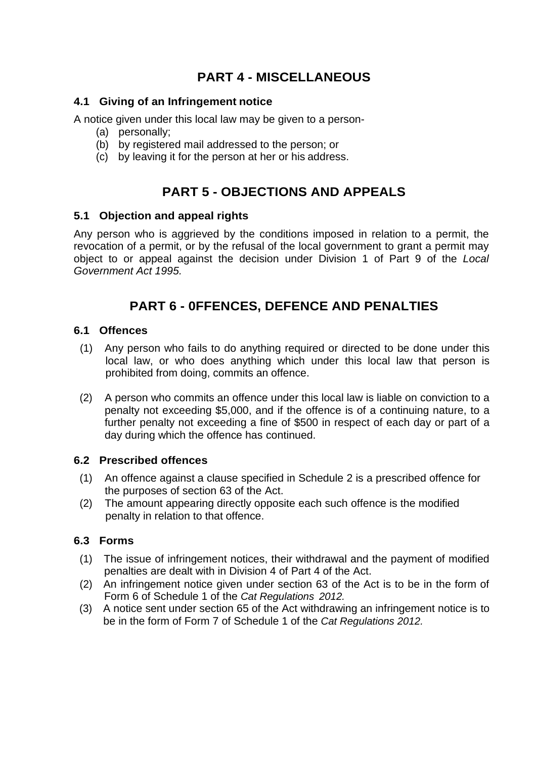## PART 4 - MISCELLANEOUS

### 4.1 Giving of an Infringement notice

A notice given under this local law may be given to a person-

(a) personally;
(b) by registered mail addressed to the person; or
(c) by leaving it for the person at her or his address.

## PART 5 - OBJECTIONS AND APPEALS

### 5.1 Objection and appeal rights

Any person who is aggrieved by the conditions imposed in relation to a permit, the revocation of a permit, or by the refusal of the local government to grant a permit may object to or appeal against the decision under Division 1 of Part 9 of the *Local Government Act 1995.*

## PART 6 - 0FFENCES, DEFENCE AND PENALTIES

### 6.1 Offences

(1) Any person who fails to do anything required or directed to be done under this local law, or who does anything which under this local law that person is prohibited from doing, commits an offence.

(2) A person who commits an offence under this local law is liable on conviction to a penalty not exceeding $5,000, and if the offence is of a continuing nature, to a further penalty not exceeding a fine of $500 in respect of each day or part of a day during which the offence has continued.

### 6.2 Prescribed offences

(1) An offence against a clause specified in Schedule 2 is a prescribed offence for the purposes of section 63 of the Act.
(2) The amount appearing directly opposite each such offence is the modified penalty in relation to that offence.

### 6.3 Forms

(1) The issue of infringement notices, their withdrawal and the payment of modified penalties are dealt with in Division 4 of Part 4 of the Act.
(2) An infringement notice given under section 63 of the Act is to be in the form of Form 6 of Schedule 1 of the *Cat Regulations 2012.*
(3) A notice sent under section 65 of the Act withdrawing an infringement notice is to be in the form of Form 7 of Schedule 1 of the *Cat Regulations 2012.*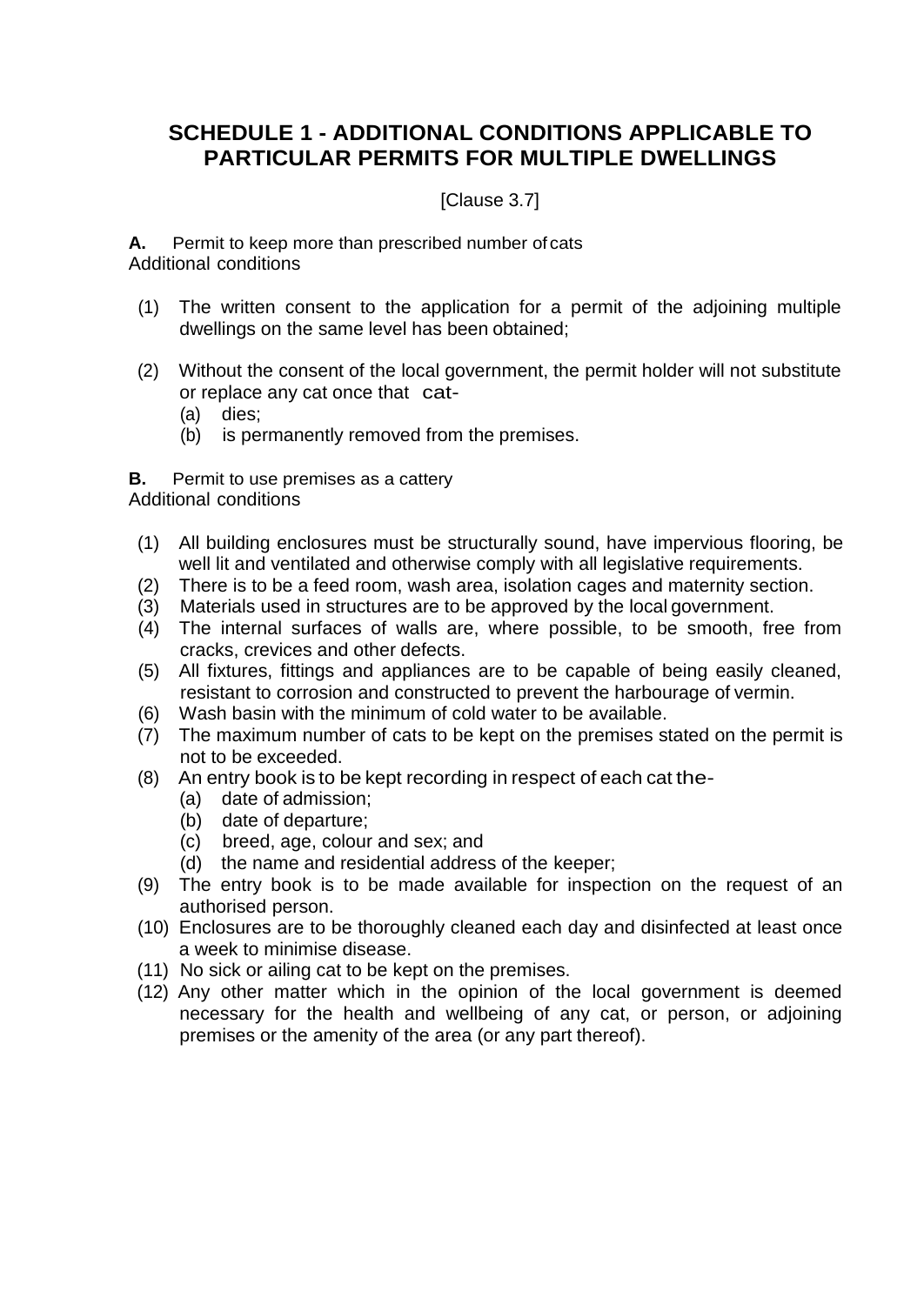## SCHEDULE 1 - ADDITIONAL CONDITIONS APPLICABLE TO PARTICULAR PERMITS FOR MULTIPLE DWELLINGS

[Clause 3.7]

**A.** Permit to keep more than prescribed number of cats
Additional conditions

(1) The written consent to the application for a permit of the adjoining multiple dwellings on the same level has been obtained;

(2) Without the consent of the local government, the permit holder will not substitute or replace any cat once that cat-
   (a) dies;
   (b) is permanently removed from the premises.

**B.** Permit to use premises as a cattery
Additional conditions

(1) All building enclosures must be structurally sound, have impervious flooring, be well lit and ventilated and otherwise comply with all legislative requirements.
(2) There is to be a feed room, wash area, isolation cages and maternity section.
(3) Materials used in structures are to be approved by the local government.
(4) The internal surfaces of walls are, where possible, to be smooth, free from cracks, crevices and other defects.
(5) All fixtures, fittings and appliances are to be capable of being easily cleaned, resistant to corrosion and constructed to prevent the harbourage of vermin.
(6) Wash basin with the minimum of cold water to be available.
(7) The maximum number of cats to be kept on the premises stated on the permit is not to be exceeded.
(8) An entry book is to be kept recording in respect of each cat the-
   (a) date of admission;
   (b) date of departure;
   (c) breed, age, colour and sex; and
   (d) the name and residential address of the keeper;
(9) The entry book is to be made available for inspection on the request of an authorised person.
(10) Enclosures are to be thoroughly cleaned each day and disinfected at least once a week to minimise disease.
(11) No sick or ailing cat to be kept on the premises.
(12) Any other matter which in the opinion of the local government is deemed necessary for the health and wellbeing of any cat, or person, or adjoining premises or the amenity of the area (or any part thereof).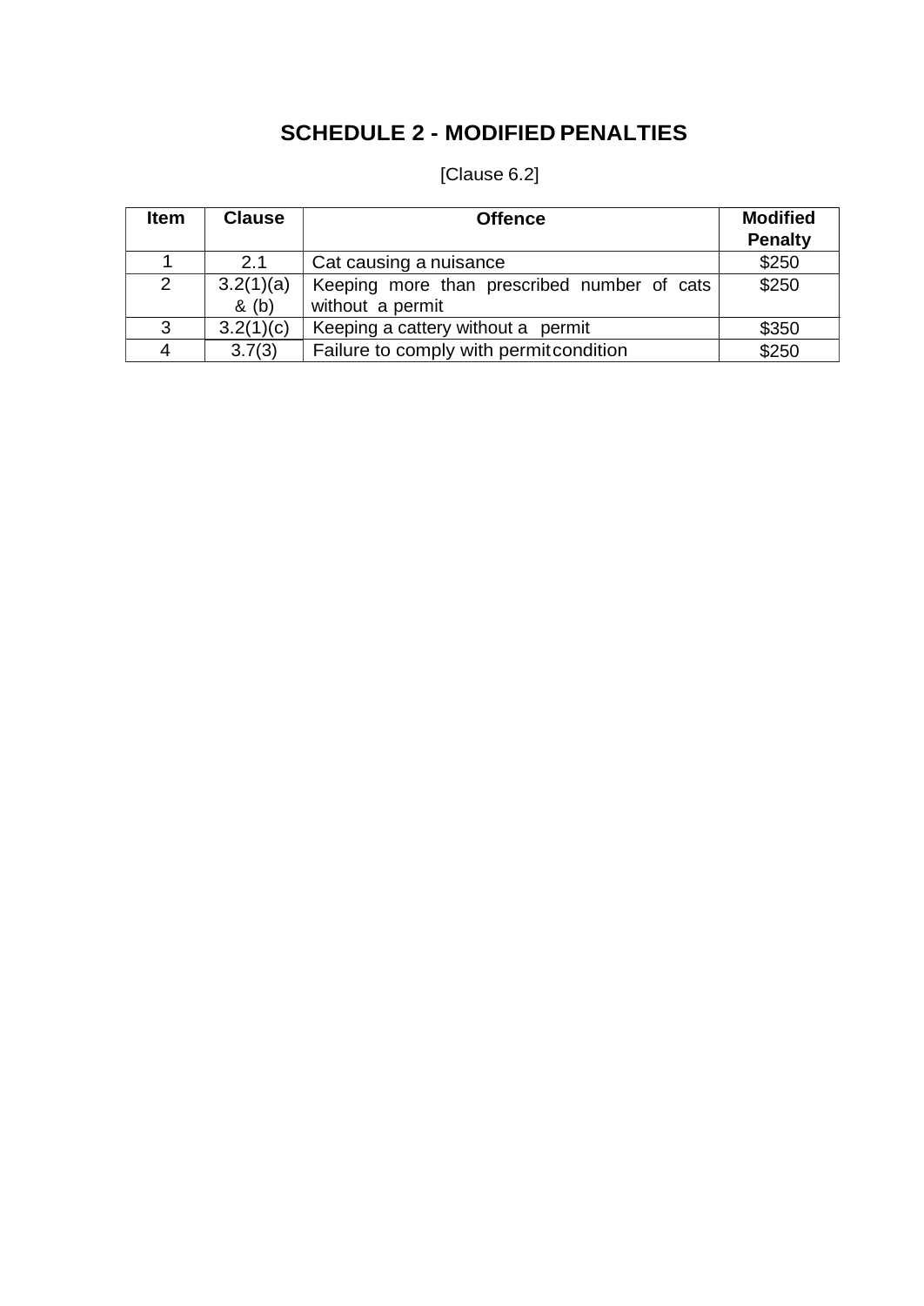# SCHEDULE 2 - MODIFIED PENALTIES

[Clause 6.2]

| Item | Clause | Offence | Modified Penalty |
|---|---|---|---|
| 1 | 2.1 | Cat causing a nuisance | $250 |
| 2 | 3.2(1)(a) & (b) | Keeping more than prescribed number of cats without a permit | $250 |
| 3 | 3.2(1)(c) | Keeping a cattery without a permit | $350 |
| 4 | 3.7(3) | Failure to comply with permit condition | $250 |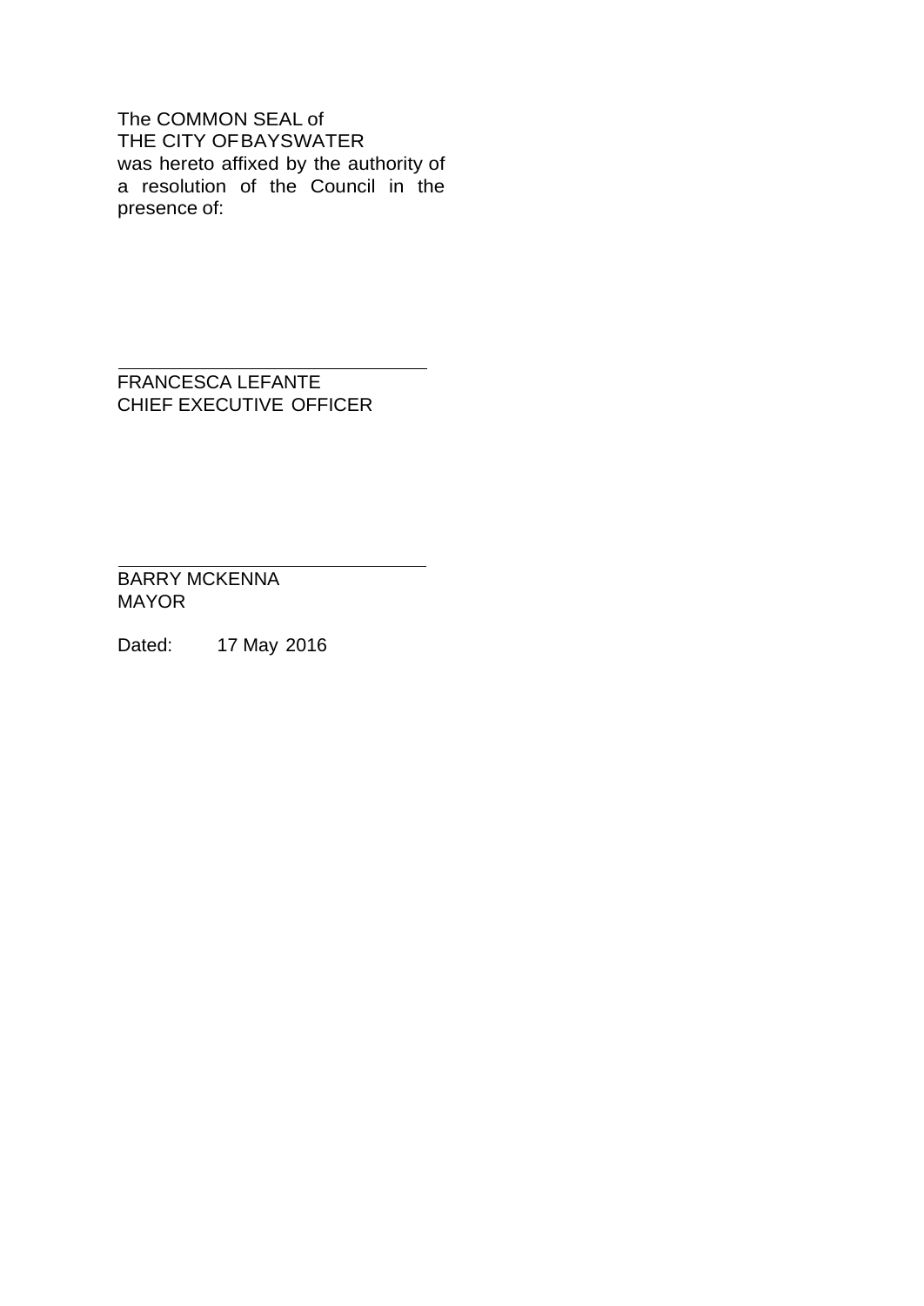The COMMON SEAL of
THE CITY OF BAYSWATER
was hereto affixed by the authority of a resolution of the Council in the presence of:

FRANCESCA LEFANTE
CHIEF EXECUTIVE OFFICER

BARRY MCKENNA
MAYOR

Dated: 17 May 2016